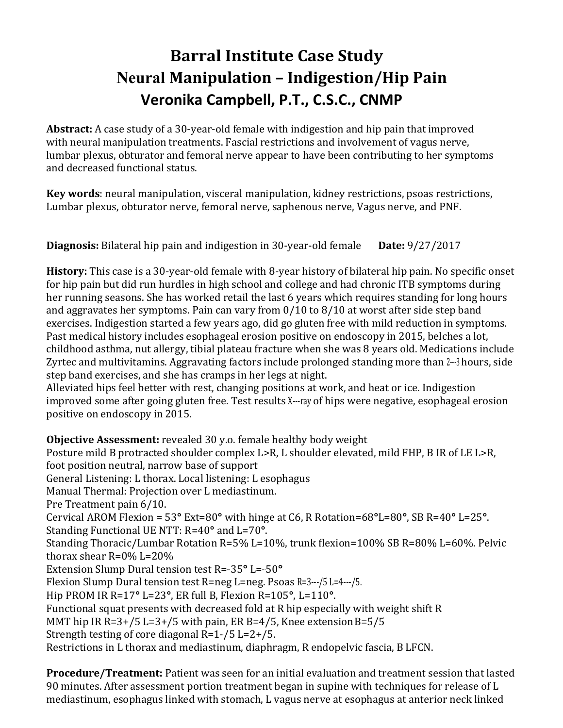# Barral Institute Case Study
## Neural Manipulation – Indigestion/Hip Pain
### Veronika Campbell, P.T., C.S.C., CNMP

**Abstract:** A case study of a 30-year-old female with indigestion and hip pain that improved with neural manipulation treatments. Fascial restrictions and involvement of vagus nerve, lumbar plexus, obturator and femoral nerve appear to have been contributing to her symptoms and decreased functional status.

**Key words**: neural manipulation, visceral manipulation, kidney restrictions, psoas restrictions, Lumbar plexus, obturator nerve, femoral nerve, saphenous nerve, Vagus nerve, and PNF.

**Diagnosis:** Bilateral hip pain and indigestion in 30-year-old female **Date:** 9/27/2017

**History:** This case is a 30-year-old female with 8-year history of bilateral hip pain. No specific onset for hip pain but did run hurdles in high school and college and had chronic ITB symptoms during her running seasons. She has worked retail the last 6 years which requires standing for long hours and aggravates her symptoms. Pain can vary from 0/10 to 8/10 at worst after side step band exercises. Indigestion started a few years ago, did go gluten free with mild reduction in symptoms. Past medical history includes esophageal erosion positive on endoscopy in 2015, belches a lot, childhood asthma, nut allergy, tibial plateau fracture when she was 8 years old. Medications include Zyrtec and multivitamins. Aggravating factors include prolonged standing more than 2---3 hours, side step band exercises, and she has cramps in her legs at night.
Alleviated hips feel better with rest, changing positions at work, and heat or ice. Indigestion improved some after going gluten free. Test results X---ray of hips were negative, esophageal erosion positive on endoscopy in 2015.

**Objective Assessment:** revealed 30 y.o. female healthy body weight
Posture mild B protracted shoulder complex L>R, L shoulder elevated, mild FHP, B IR of LE L>R, foot position neutral, narrow base of support
General Listening: L thorax. Local listening: L esophagus
Manual Thermal: Projection over L mediastinum.
Pre Treatment pain 6/10.
Cervical AROM Flexion = 53° Ext=80° with hinge at C6, R Rotation=68°L=80°, SB R=40° L=25°.
Standing Functional UE NTT: R=40° and L=70°.
Standing Thoracic/Lumbar Rotation R=5% L=10%, trunk flexion=100% SB R=80% L=60%. Pelvic thorax shear R=0% L=20%
Extension Slump Dural tension test R=-35° L=-50°
Flexion Slump Dural tension test R=neg L=neg. Psoas R=3---/5 L=4---/5.
Hip PROM IR R=17° L=23°, ER full B, Flexion R=105°, L=110°.
Functional squat presents with decreased fold at R hip especially with weight shift R
MMT hip IR R=3+/5 L=3+/5 with pain, ER B=4/5, Knee extension B=5/5
Strength testing of core diagonal R=1-/5 L=2+/5.
Restrictions in L thorax and mediastinum, diaphragm, R endopelvic fascia, B LFCN.

**Procedure/Treatment:** Patient was seen for an initial evaluation and treatment session that lasted 90 minutes. After assessment portion treatment began in supine with techniques for release of L mediastinum, esophagus linked with stomach, L vagus nerve at esophagus at anterior neck linked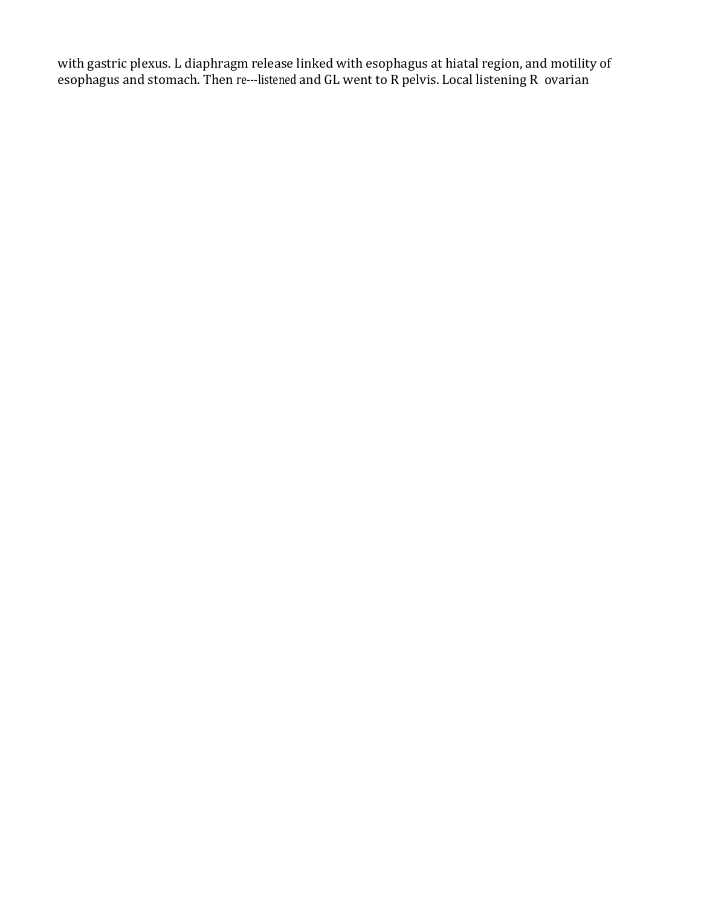with gastric plexus. L diaphragm release linked with esophagus at hiatal region, and motility of esophagus and stomach. Then re---listened and GL went to R pelvis. Local listening R ovarian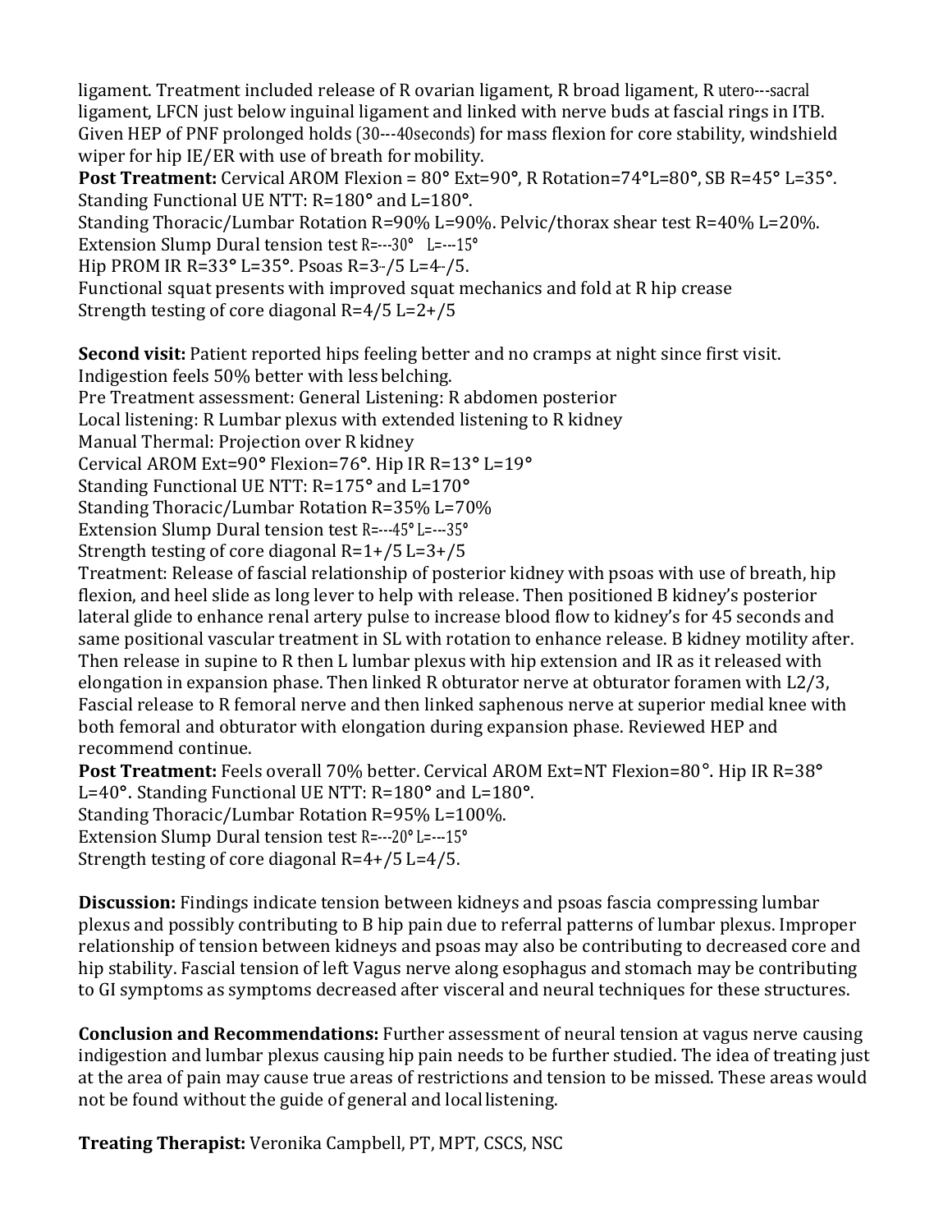ligament. Treatment included release of R ovarian ligament, R broad ligament, R utero---sacral ligament, LFCN just below inguinal ligament and linked with nerve buds at fascial rings in ITB. Given HEP of PNF prolonged holds (30---40seconds) for mass flexion for core stability, windshield wiper for hip IE/ER with use of breath for mobility.

**Post Treatment:** Cervical AROM Flexion = 80° Ext=90°, R Rotation=74°L=80°, SB R=45° L=35°.
Standing Functional UE NTT: R=180° and L=180°.
Standing Thoracic/Lumbar Rotation R=90% L=90%. Pelvic/thorax shear test R=40% L=20%.
Extension Slump Dural tension test R=---30° L=---15°
Hip PROM IR R=33° L=35°. Psoas R=3-/5 L=4-/5.
Functional squat presents with improved squat mechanics and fold at R hip crease
Strength testing of core diagonal R=4/5 L=2+/5

**Second visit:** Patient reported hips feeling better and no cramps at night since first visit.
Indigestion feels 50% better with less belching.
Pre Treatment assessment: General Listening: R abdomen posterior
Local listening: R Lumbar plexus with extended listening to R kidney
Manual Thermal: Projection over R kidney
Cervical AROM Ext=90° Flexion=76°. Hip IR R=13° L=19°
Standing Functional UE NTT: R=175° and L=170°
Standing Thoracic/Lumbar Rotation R=35% L=70%
Extension Slump Dural tension test R=---45° L=---35°
Strength testing of core diagonal R=1+/5 L=3+/5
Treatment: Release of fascial relationship of posterior kidney with psoas with use of breath, hip flexion, and heel slide as long lever to help with release. Then positioned B kidney's posterior lateral glide to enhance renal artery pulse to increase blood flow to kidney's for 45 seconds and same positional vascular treatment in SL with rotation to enhance release. B kidney motility after. Then release in supine to R then L lumbar plexus with hip extension and IR as it released with elongation in expansion phase. Then linked R obturator nerve at obturator foramen with L2/3, Fascial release to R femoral nerve and then linked saphenous nerve at superior medial knee with both femoral and obturator with elongation during expansion phase. Reviewed HEP and recommend continue.

**Post Treatment:** Feels overall 70% better. Cervical AROM Ext=NT Flexion=80°. Hip IR R=38° L=40°. Standing Functional UE NTT: R=180° and L=180°.
Standing Thoracic/Lumbar Rotation R=95% L=100%.
Extension Slump Dural tension test R=---20° L=---15°
Strength testing of core diagonal R=4+/5 L=4/5.

**Discussion:** Findings indicate tension between kidneys and psoas fascia compressing lumbar plexus and possibly contributing to B hip pain due to referral patterns of lumbar plexus. Improper relationship of tension between kidneys and psoas may also be contributing to decreased core and hip stability. Fascial tension of left Vagus nerve along esophagus and stomach may be contributing to GI symptoms as symptoms decreased after visceral and neural techniques for these structures.

**Conclusion and Recommendations:** Further assessment of neural tension at vagus nerve causing indigestion and lumbar plexus causing hip pain needs to be further studied. The idea of treating just at the area of pain may cause true areas of restrictions and tension to be missed. These areas would not be found without the guide of general and local listening.

**Treating Therapist:** Veronika Campbell, PT, MPT, CSCS, NSC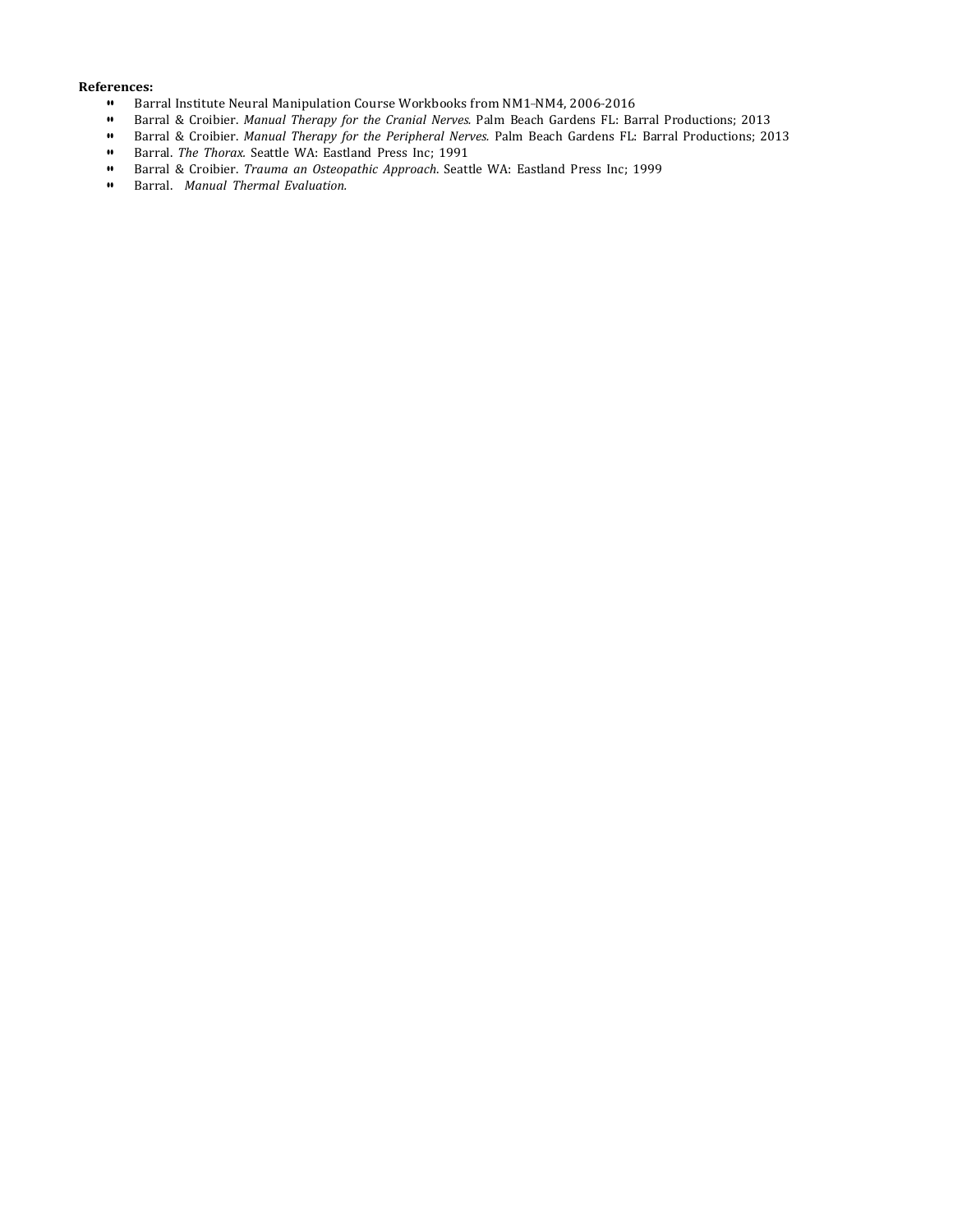**References:**

- Barral Institute Neural Manipulation Course Workbooks from NM1–NM4, 2006-2016
- Barral & Croibier. *Manual Therapy for the Cranial Nerves.* Palm Beach Gardens FL: Barral Productions; 2013
- Barral & Croibier. *Manual Therapy for the Peripheral Nerves.* Palm Beach Gardens FL: Barral Productions; 2013
- Barral. *The Thorax.* Seattle WA: Eastland Press Inc; 1991
- Barral & Croibier. *Trauma an Osteopathic Approach.* Seattle WA: Eastland Press Inc; 1999
- Barral. *Manual Thermal Evaluation.*